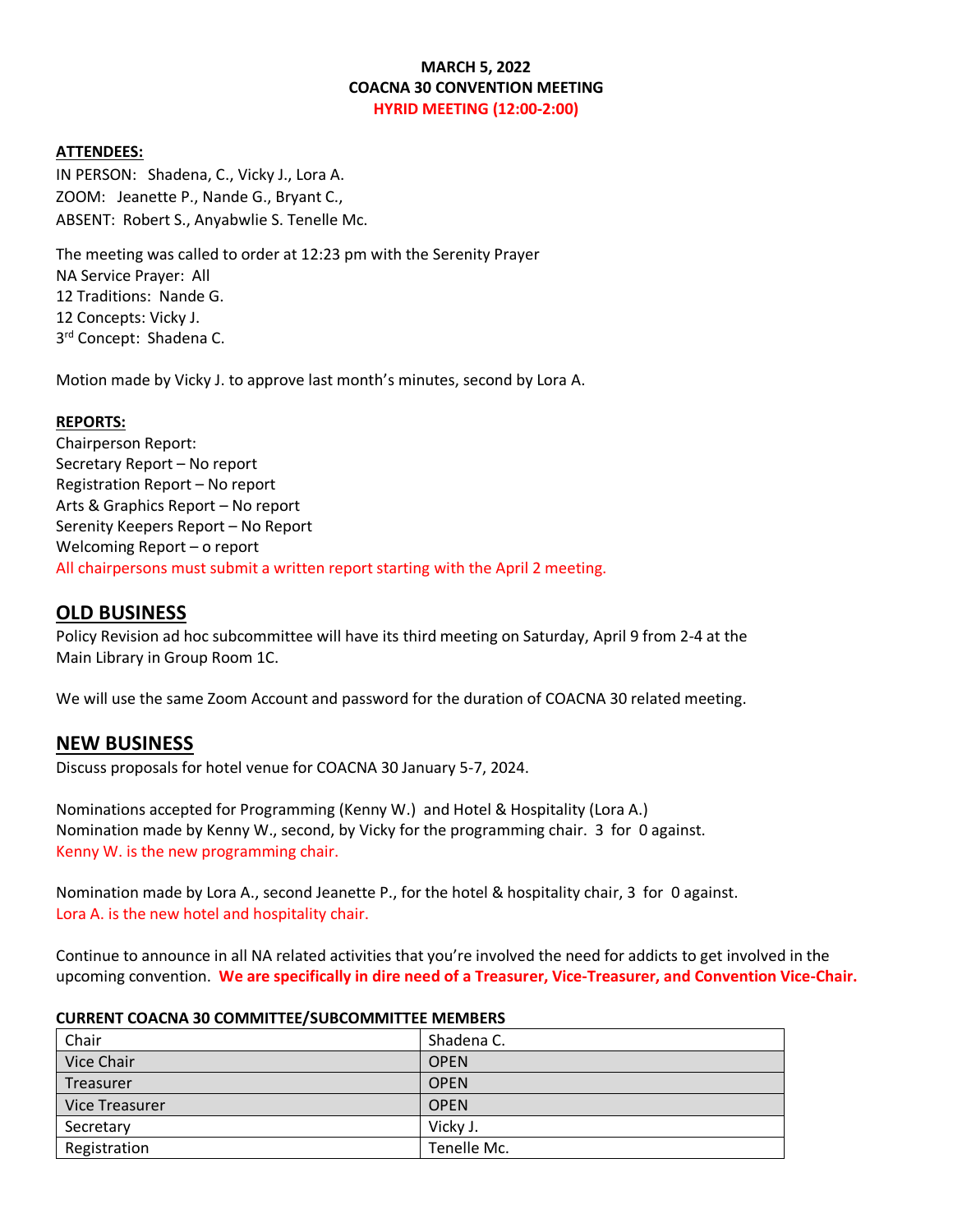**MARCH 5, 2022**
**COACNA 30 CONVENTION MEETING**
**HYRID MEETING (12:00-2:00)**

**ATTENDEES:**
IN PERSON: Shadena, C., Vicky J., Lora A.
ZOOM: Jeanette P., Nande G., Bryant C.,
ABSENT: Robert S., Anyabwlie S. Tenelle Mc.

The meeting was called to order at 12:23 pm with the Serenity Prayer
NA Service Prayer: All
12 Traditions: Nande G.
12 Concepts: Vicky J.
3rd Concept: Shadena C.

Motion made by Vicky J. to approve last month's minutes, second by Lora A.

**REPORTS:**
Chairperson Report:
Secretary Report – No report
Registration Report – No report
Arts & Graphics Report – No report
Serenity Keepers Report – No Report
Welcoming Report – o report
All chairpersons must submit a written report starting with the April 2 meeting.

## OLD BUSINESS

Policy Revision ad hoc subcommittee will have its third meeting on Saturday, April 9 from 2-4 at the Main Library in Group Room 1C.

We will use the same Zoom Account and password for the duration of COACNA 30 related meeting.

## NEW BUSINESS

Discuss proposals for hotel venue for COACNA 30 January 5-7, 2024.

Nominations accepted for Programming (Kenny W.) and Hotel & Hospitality (Lora A.)
Nomination made by Kenny W., second, by Vicky for the programming chair. 3 for 0 against.
Kenny W. is the new programming chair.

Nomination made by Lora A., second Jeanette P., for the hotel & hospitality chair, 3 for 0 against.
Lora A. is the new hotel and hospitality chair.

Continue to announce in all NA related activities that you're involved the need for addicts to get involved in the upcoming convention. **We are specifically in dire need of a Treasurer, Vice-Treasurer, and Convention Vice-Chair.**

**CURRENT COACNA 30 COMMITTEE/SUBCOMMITTEE MEMBERS**

| Position | Member |
|---|---|
| Chair | Shadena C. |
| Vice Chair | OPEN |
| Treasurer | OPEN |
| Vice Treasurer | OPEN |
| Secretary | Vicky J. |
| Registration | Tenelle Mc. |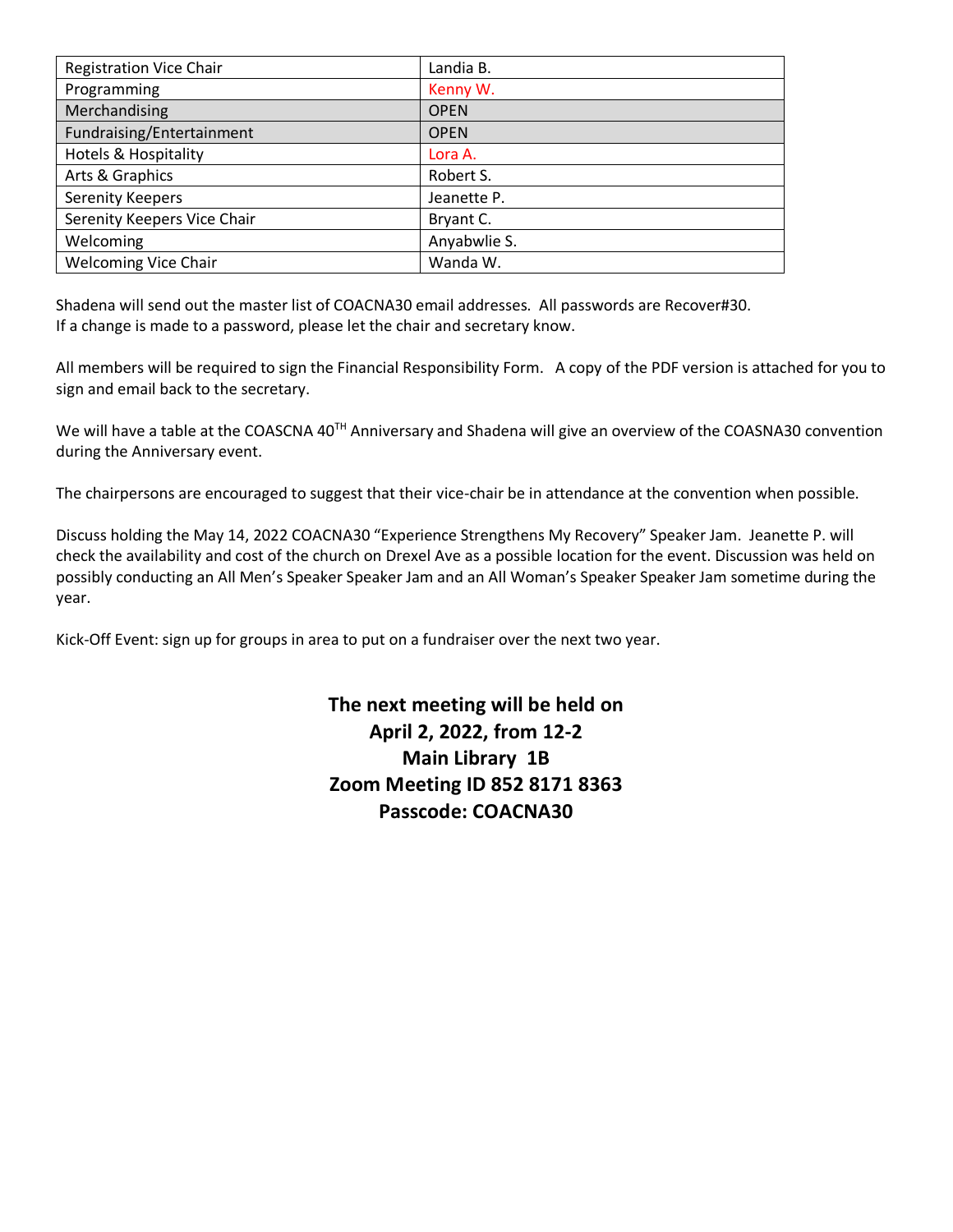| | |
|---|---|
| Registration Vice Chair | Landia B. |
| Programming | Kenny W. |
| Merchandising | OPEN |
| Fundraising/Entertainment | OPEN |
| Hotels & Hospitality | Lora A. |
| Arts & Graphics | Robert S. |
| Serenity Keepers | Jeanette P. |
| Serenity Keepers Vice Chair | Bryant C. |
| Welcoming | Anyabwlie S. |
| Welcoming Vice Chair | Wanda W. |

Shadena will send out the master list of COACNA30 email addresses. All passwords are Recover#30.
If a change is made to a password, please let the chair and secretary know.

All members will be required to sign the Financial Responsibility Form. A copy of the PDF version is attached for you to sign and email back to the secretary.

We will have a table at the COASCNA 40TH Anniversary and Shadena will give an overview of the COASNA30 convention during the Anniversary event.

The chairpersons are encouraged to suggest that their vice-chair be in attendance at the convention when possible.

Discuss holding the May 14, 2022 COACNA30 "Experience Strengthens My Recovery" Speaker Jam. Jeanette P. will check the availability and cost of the church on Drexel Ave as a possible location for the event. Discussion was held on possibly conducting an All Men's Speaker Speaker Jam and an All Woman's Speaker Speaker Jam sometime during the year.

Kick-Off Event: sign up for groups in area to put on a fundraiser over the next two year.

**The next meeting will be held on**
**April 2, 2022, from 12-2**
**Main Library 1B**
**Zoom Meeting ID 852 8171 8363**
**Passcode: COACNA30**